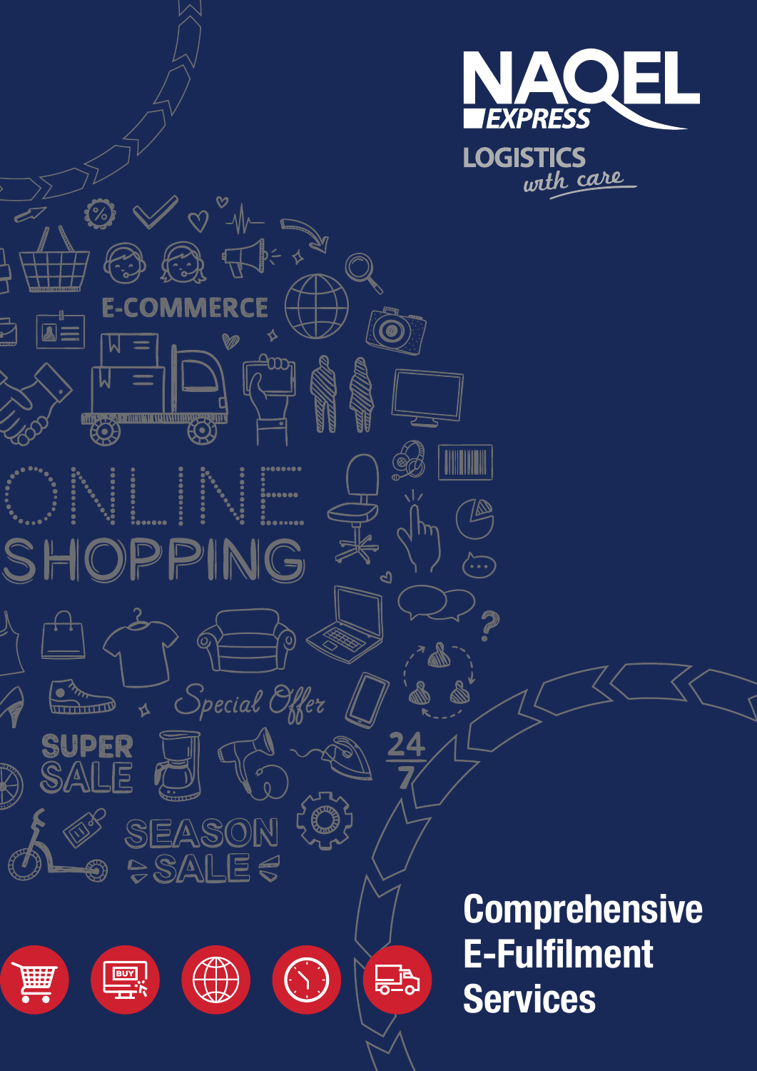NAQEL EXPRESS

LOGISTICS *with care*

# Comprehensive E-Fulfilment Services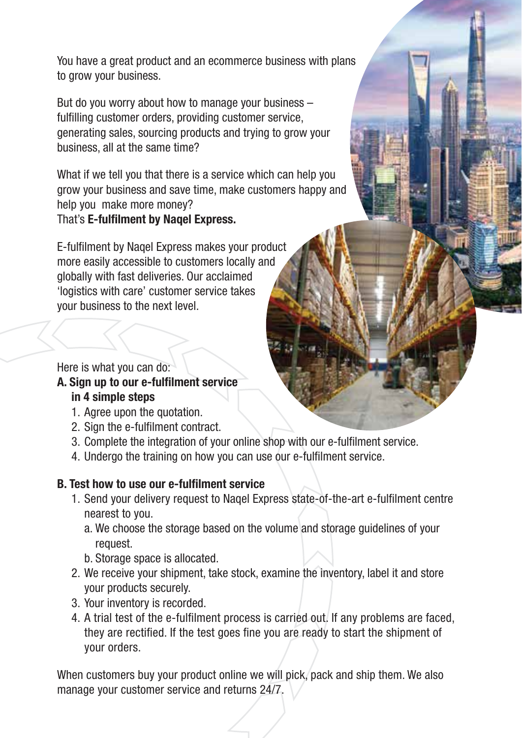You have a great product and an ecommerce business with plans to grow your business.

But do you worry about how to manage your business – fulfilling customer orders, providing customer service, generating sales, sourcing products and trying to grow your business, all at the same time?

What if we tell you that there is a service which can help you grow your business and save time, make customers happy and help you make more money?
That's **E-fulfilment by Naqel Express.**

E-fulfilment by Naqel Express makes your product more easily accessible to customers locally and globally with fast deliveries. Our acclaimed 'logistics with care' customer service takes your business to the next level.

Here is what you can do:

**A. Sign up to our e-fulfilment service in 4 simple steps**

1. Agree upon the quotation.
2. Sign the e-fulfilment contract.
3. Complete the integration of your online shop with our e-fulfilment service.
4. Undergo the training on how you can use our e-fulfilment service.

**B. Test how to use our e-fulfilment service**

1. Send your delivery request to Naqel Express state-of-the-art e-fulfilment centre nearest to you.
   a. We choose the storage based on the volume and storage guidelines of your request.
   b. Storage space is allocated.
2. We receive your shipment, take stock, examine the inventory, label it and store your products securely.
3. Your inventory is recorded.
4. A trial test of the e-fulfilment process is carried out. If any problems are faced, they are rectified. If the test goes fine you are ready to start the shipment of your orders.

When customers buy your product online we will pick, pack and ship them. We also manage your customer service and returns 24/7.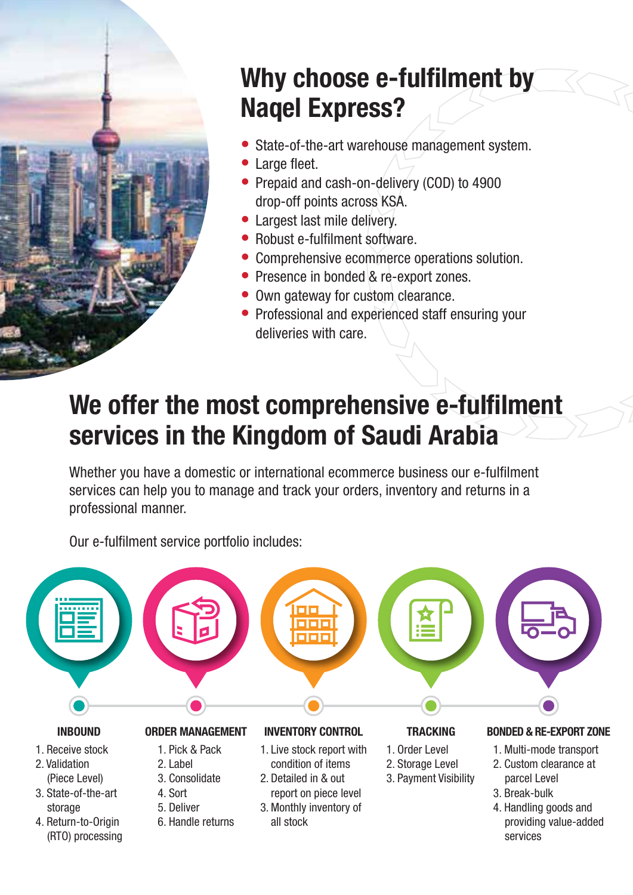## Why choose e-fulfilment by Naqel Express?

- State-of-the-art warehouse management system.
- Large fleet.
- Prepaid and cash-on-delivery (COD) to 4900 drop-off points across KSA.
- Largest last mile delivery.
- Robust e-fulfilment software.
- Comprehensive ecommerce operations solution.
- Presence in bonded & re-export zones.
- Own gateway for custom clearance.
- Professional and experienced staff ensuring your deliveries with care.

## We offer the most comprehensive e-fulfilment services in the Kingdom of Saudi Arabia

Whether you have a domestic or international ecommerce business our e-fulfilment services can help you to manage and track your orders, inventory and returns in a professional manner.

Our e-fulfilment service portfolio includes:

**INBOUND**

1. Receive stock
2. Validation (Piece Level)
3. State-of-the-art storage
4. Return-to-Origin (RTO) processing

**ORDER MANAGEMENT**

1. Pick & Pack
2. Label
3. Consolidate
4. Sort
5. Deliver
6. Handle returns

**INVENTORY CONTROL**

1. Live stock report with condition of items
2. Detailed in & out report on piece level
3. Monthly inventory of all stock

**TRACKING**

1. Order Level
2. Storage Level
3. Payment Visibility

**BONDED & RE-EXPORT ZONE**

1. Multi-mode transport
2. Custom clearance at parcel Level
3. Break-bulk
4. Handling goods and providing value-added services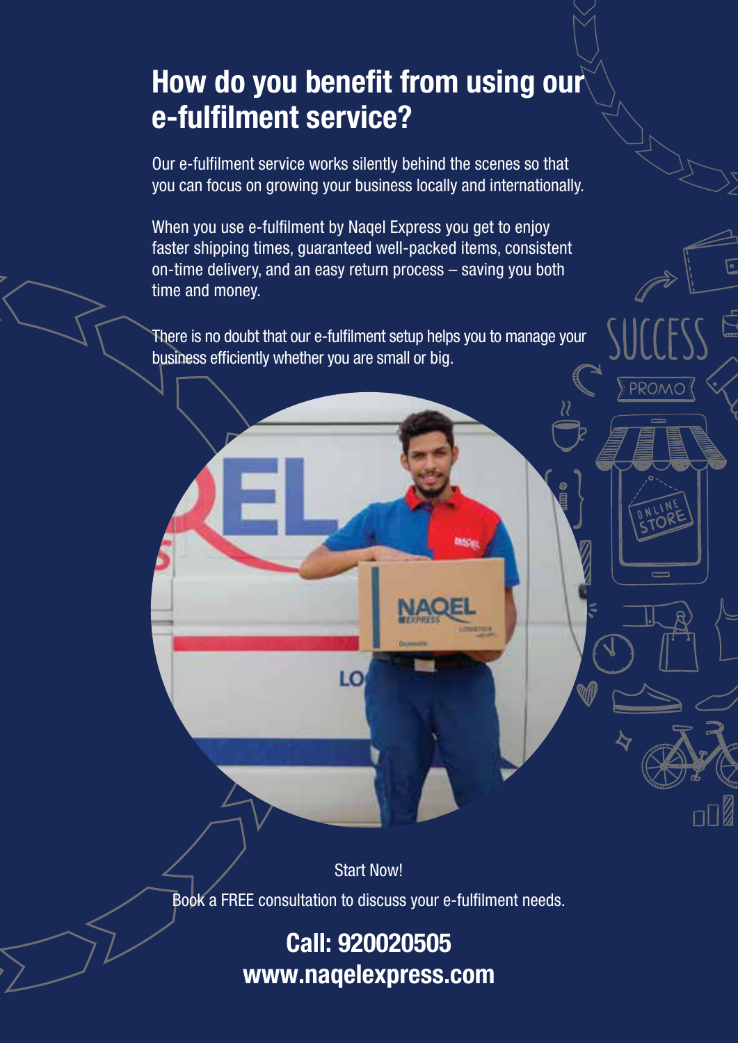# How do you benefit from using our e-fulfilment service?

Our e-fulfilment service works silently behind the scenes so that you can focus on growing your business locally and internationally.

When you use e-fulfilment by Naqel Express you get to enjoy faster shipping times, guaranteed well-packed items, consistent on-time delivery, and an easy return process – saving you both time and money.

There is no doubt that our e-fulfilment setup helps you to manage your business efficiently whether you are small or big.

Start Now!

Book a FREE consultation to discuss your e-fulfilment needs.

**Call: 920020505**

**www.naqelexpress.com**